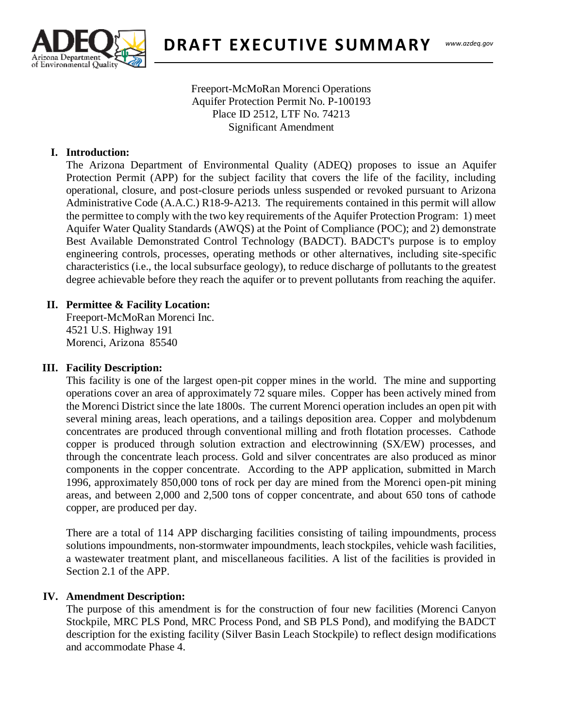# DRAFT EXECUTIVE SUMMARY

Freeport-McMoRan Morenci Operations
Aquifer Protection Permit No. P-100193
Place ID 2512, LTF No. 74213
Significant Amendment

## I. Introduction:

The Arizona Department of Environmental Quality (ADEQ) proposes to issue an Aquifer Protection Permit (APP) for the subject facility that covers the life of the facility, including operational, closure, and post-closure periods unless suspended or revoked pursuant to Arizona Administrative Code (A.A.C.) R18-9-A213. The requirements contained in this permit will allow the permittee to comply with the two key requirements of the Aquifer Protection Program: 1) meet Aquifer Water Quality Standards (AWQS) at the Point of Compliance (POC); and 2) demonstrate Best Available Demonstrated Control Technology (BADCT). BADCT's purpose is to employ engineering controls, processes, operating methods or other alternatives, including site-specific characteristics (i.e., the local subsurface geology), to reduce discharge of pollutants to the greatest degree achievable before they reach the aquifer or to prevent pollutants from reaching the aquifer.

## II. Permittee & Facility Location:

Freeport-McMoRan Morenci Inc.
4521 U.S. Highway 191
Morenci, Arizona 85540

## III. Facility Description:

This facility is one of the largest open-pit copper mines in the world. The mine and supporting operations cover an area of approximately 72 square miles. Copper has been actively mined from the Morenci District since the late 1800s. The current Morenci operation includes an open pit with several mining areas, leach operations, and a tailings deposition area. Copper and molybdenum concentrates are produced through conventional milling and froth flotation processes. Cathode copper is produced through solution extraction and electrowinning (SX/EW) processes, and through the concentrate leach process. Gold and silver concentrates are also produced as minor components in the copper concentrate. According to the APP application, submitted in March 1996, approximately 850,000 tons of rock per day are mined from the Morenci open-pit mining areas, and between 2,000 and 2,500 tons of copper concentrate, and about 650 tons of cathode copper, are produced per day.

There are a total of 114 APP discharging facilities consisting of tailing impoundments, process solutions impoundments, non-stormwater impoundments, leach stockpiles, vehicle wash facilities, a wastewater treatment plant, and miscellaneous facilities. A list of the facilities is provided in Section 2.1 of the APP.

## IV. Amendment Description:

The purpose of this amendment is for the construction of four new facilities (Morenci Canyon Stockpile, MRC PLS Pond, MRC Process Pond, and SB PLS Pond), and modifying the BADCT description for the existing facility (Silver Basin Leach Stockpile) to reflect design modifications and accommodate Phase 4.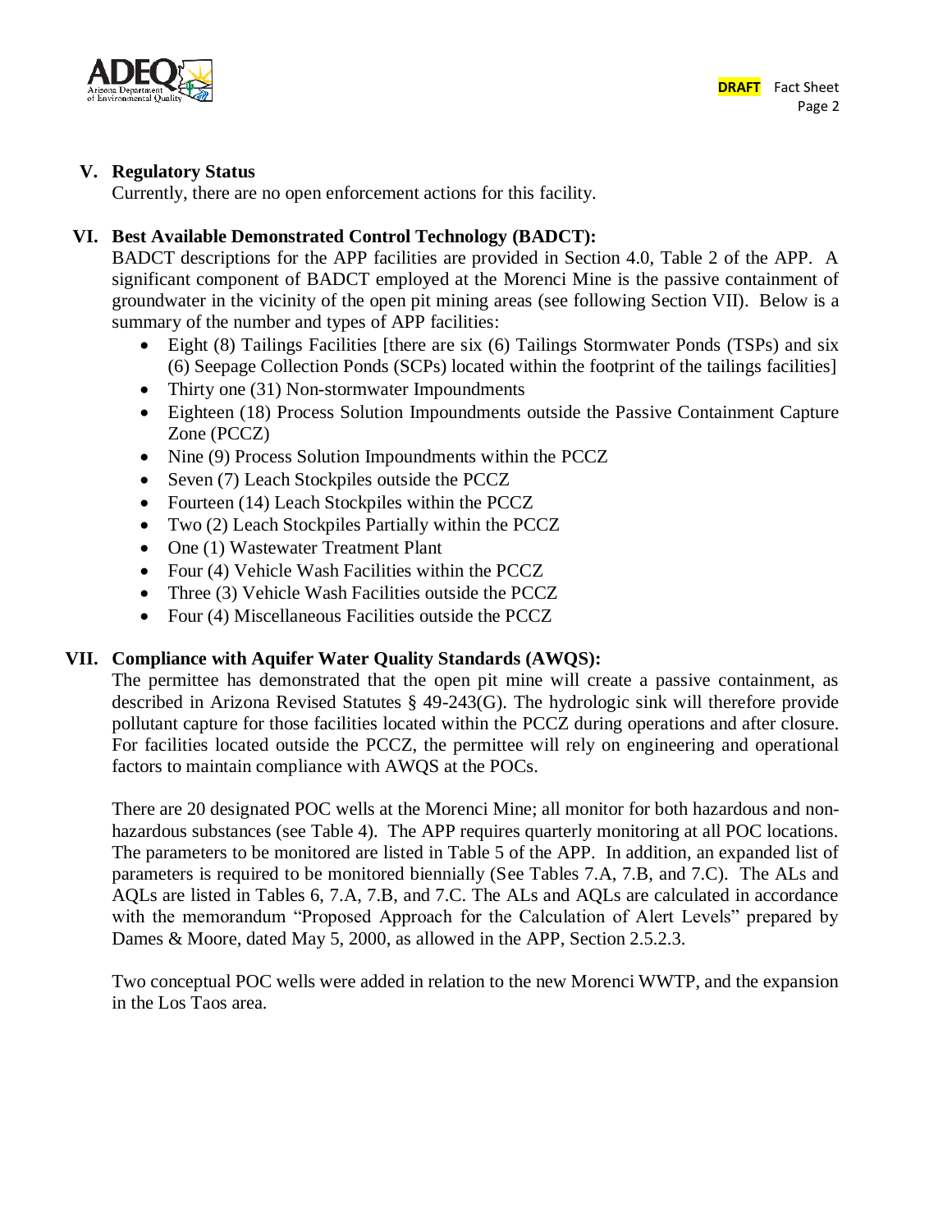## V. Regulatory Status

Currently, there are no open enforcement actions for this facility.

## VI. Best Available Demonstrated Control Technology (BADCT):

BADCT descriptions for the APP facilities are provided in Section 4.0, Table 2 of the APP. A significant component of BADCT employed at the Morenci Mine is the passive containment of groundwater in the vicinity of the open pit mining areas (see following Section VII). Below is a summary of the number and types of APP facilities:

- Eight (8) Tailings Facilities [there are six (6) Tailings Stormwater Ponds (TSPs) and six (6) Seepage Collection Ponds (SCPs) located within the footprint of the tailings facilities]
- Thirty one (31) Non-stormwater Impoundments
- Eighteen (18) Process Solution Impoundments outside the Passive Containment Capture Zone (PCCZ)
- Nine (9) Process Solution Impoundments within the PCCZ
- Seven (7) Leach Stockpiles outside the PCCZ
- Fourteen (14) Leach Stockpiles within the PCCZ
- Two (2) Leach Stockpiles Partially within the PCCZ
- One (1) Wastewater Treatment Plant
- Four (4) Vehicle Wash Facilities within the PCCZ
- Three (3) Vehicle Wash Facilities outside the PCCZ
- Four (4) Miscellaneous Facilities outside the PCCZ

## VII. Compliance with Aquifer Water Quality Standards (AWQS):

The permittee has demonstrated that the open pit mine will create a passive containment, as described in Arizona Revised Statutes § 49-243(G). The hydrologic sink will therefore provide pollutant capture for those facilities located within the PCCZ during operations and after closure. For facilities located outside the PCCZ, the permittee will rely on engineering and operational factors to maintain compliance with AWQS at the POCs.

There are 20 designated POC wells at the Morenci Mine; all monitor for both hazardous and non-hazardous substances (see Table 4). The APP requires quarterly monitoring at all POC locations. The parameters to be monitored are listed in Table 5 of the APP. In addition, an expanded list of parameters is required to be monitored biennially (See Tables 7.A, 7.B, and 7.C). The ALs and AQLs are listed in Tables 6, 7.A, 7.B, and 7.C. The ALs and AQLs are calculated in accordance with the memorandum "Proposed Approach for the Calculation of Alert Levels" prepared by Dames & Moore, dated May 5, 2000, as allowed in the APP, Section 2.5.2.3.

Two conceptual POC wells were added in relation to the new Morenci WWTP, and the expansion in the Los Taos area.